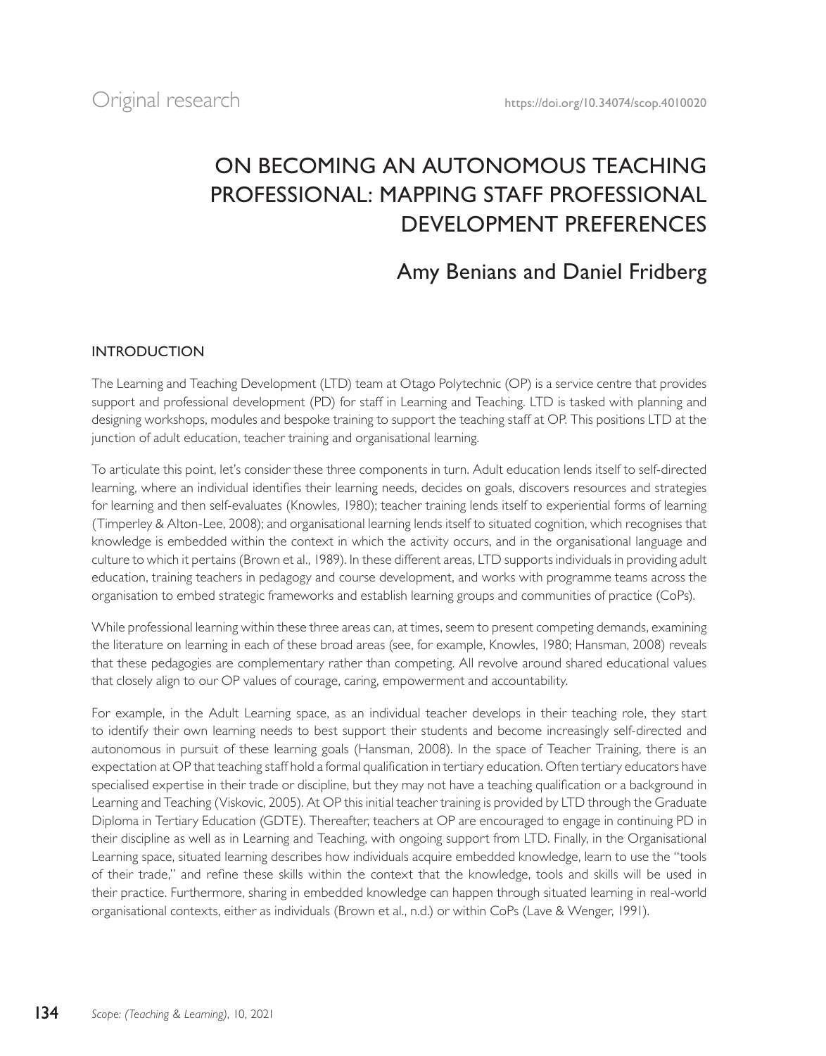Original research

https://doi.org/10.34074/scop.4010020

# ON BECOMING AN AUTONOMOUS TEACHING PROFESSIONAL: MAPPING STAFF PROFESSIONAL DEVELOPMENT PREFERENCES

Amy Benians and Daniel Fridberg

## INTRODUCTION

The Learning and Teaching Development (LTD) team at Otago Polytechnic (OP) is a service centre that provides support and professional development (PD) for staff in Learning and Teaching. LTD is tasked with planning and designing workshops, modules and bespoke training to support the teaching staff at OP. This positions LTD at the junction of adult education, teacher training and organisational learning.

To articulate this point, let's consider these three components in turn. Adult education lends itself to self-directed learning, where an individual identifies their learning needs, decides on goals, discovers resources and strategies for learning and then self-evaluates (Knowles, 1980); teacher training lends itself to experiential forms of learning (Timperley & Alton-Lee, 2008); and organisational learning lends itself to situated cognition, which recognises that knowledge is embedded within the context in which the activity occurs, and in the organisational language and culture to which it pertains (Brown et al., 1989). In these different areas, LTD supports individuals in providing adult education, training teachers in pedagogy and course development, and works with programme teams across the organisation to embed strategic frameworks and establish learning groups and communities of practice (CoPs).

While professional learning within these three areas can, at times, seem to present competing demands, examining the literature on learning in each of these broad areas (see, for example, Knowles, 1980; Hansman, 2008) reveals that these pedagogies are complementary rather than competing. All revolve around shared educational values that closely align to our OP values of courage, caring, empowerment and accountability.

For example, in the Adult Learning space, as an individual teacher develops in their teaching role, they start to identify their own learning needs to best support their students and become increasingly self-directed and autonomous in pursuit of these learning goals (Hansman, 2008). In the space of Teacher Training, there is an expectation at OP that teaching staff hold a formal qualification in tertiary education. Often tertiary educators have specialised expertise in their trade or discipline, but they may not have a teaching qualification or a background in Learning and Teaching (Viskovic, 2005). At OP this initial teacher training is provided by LTD through the Graduate Diploma in Tertiary Education (GDTE). Thereafter, teachers at OP are encouraged to engage in continuing PD in their discipline as well as in Learning and Teaching, with ongoing support from LTD. Finally, in the Organisational Learning space, situated learning describes how individuals acquire embedded knowledge, learn to use the "tools of their trade," and refine these skills within the context that the knowledge, tools and skills will be used in their practice. Furthermore, sharing in embedded knowledge can happen through situated learning in real-world organisational contexts, either as individuals (Brown et al., n.d.) or within CoPs (Lave & Wenger, 1991).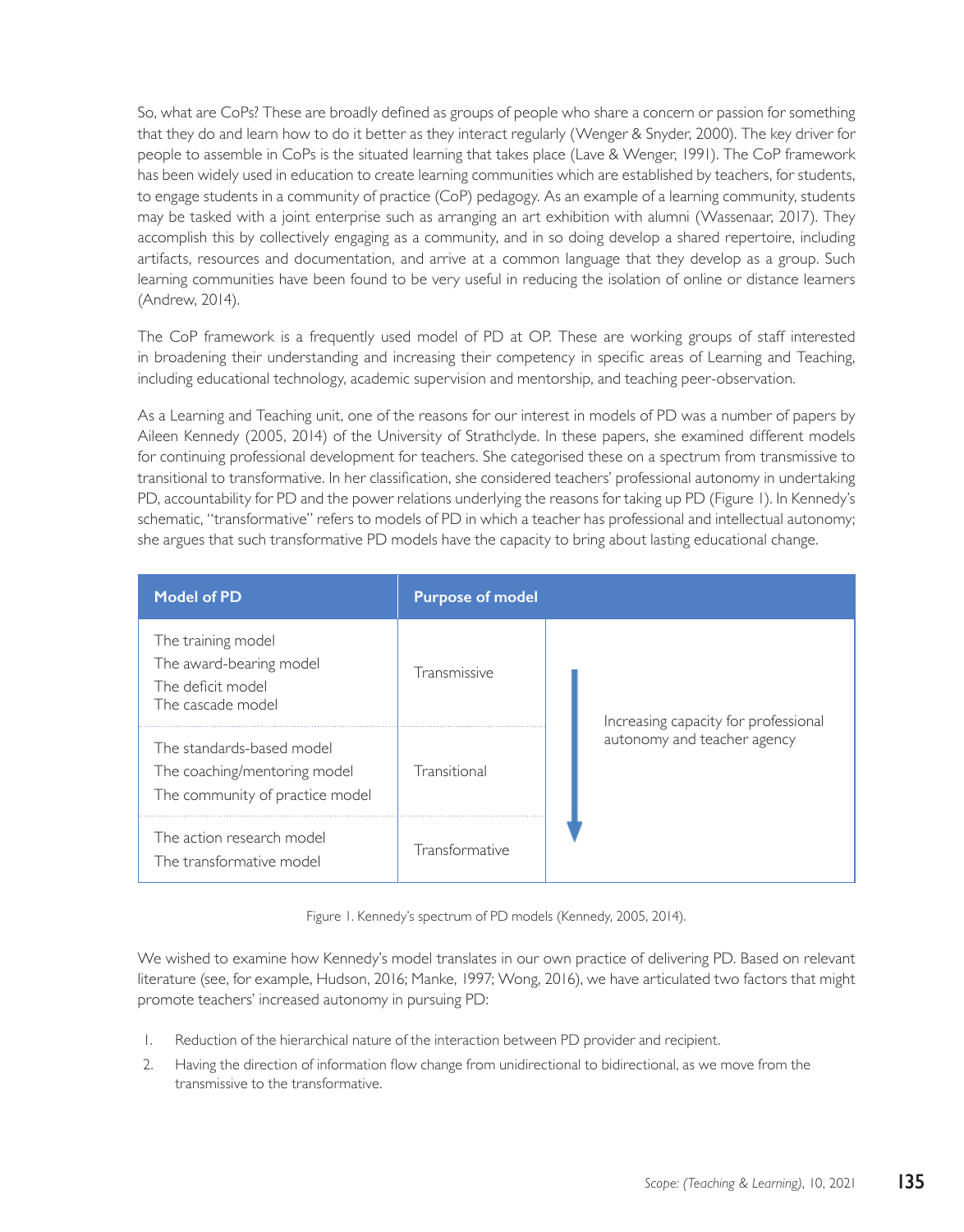So, what are CoPs? These are broadly defined as groups of people who share a concern or passion for something that they do and learn how to do it better as they interact regularly (Wenger & Snyder, 2000). The key driver for people to assemble in CoPs is the situated learning that takes place (Lave & Wenger, 1991). The CoP framework has been widely used in education to create learning communities which are established by teachers, for students, to engage students in a community of practice (CoP) pedagogy. As an example of a learning community, students may be tasked with a joint enterprise such as arranging an art exhibition with alumni (Wassenaar, 2017). They accomplish this by collectively engaging as a community, and in so doing develop a shared repertoire, including artifacts, resources and documentation, and arrive at a common language that they develop as a group. Such learning communities have been found to be very useful in reducing the isolation of online or distance learners (Andrew, 2014).

The CoP framework is a frequently used model of PD at OP. These are working groups of staff interested in broadening their understanding and increasing their competency in specific areas of Learning and Teaching, including educational technology, academic supervision and mentorship, and teaching peer-observation.

As a Learning and Teaching unit, one of the reasons for our interest in models of PD was a number of papers by Aileen Kennedy (2005, 2014) of the University of Strathclyde. In these papers, she examined different models for continuing professional development for teachers. She categorised these on a spectrum from transmissive to transitional to transformative. In her classification, she considered teachers' professional autonomy in undertaking PD, accountability for PD and the power relations underlying the reasons for taking up PD (Figure 1). In Kennedy's schematic, "transformative" refers to models of PD in which a teacher has professional and intellectual autonomy; she argues that such transformative PD models have the capacity to bring about lasting educational change.

| Model of PD | Purpose of model | |
|---|---|---|
| The training model<br>The award-bearing model<br>The deficit model<br>The cascade model | Transmissive | Increasing capacity for professional autonomy and teacher agency ↓ |
| The standards-based model<br>The coaching/mentoring model<br>The community of practice model | Transitional | |
| The action research model<br>The transformative model | Transformative | |

Figure 1. Kennedy's spectrum of PD models (Kennedy, 2005, 2014).

We wished to examine how Kennedy's model translates in our own practice of delivering PD. Based on relevant literature (see, for example, Hudson, 2016; Manke, 1997; Wong, 2016), we have articulated two factors that might promote teachers' increased autonomy in pursuing PD:

1. Reduction of the hierarchical nature of the interaction between PD provider and recipient.
2. Having the direction of information flow change from unidirectional to bidirectional, as we move from the transmissive to the transformative.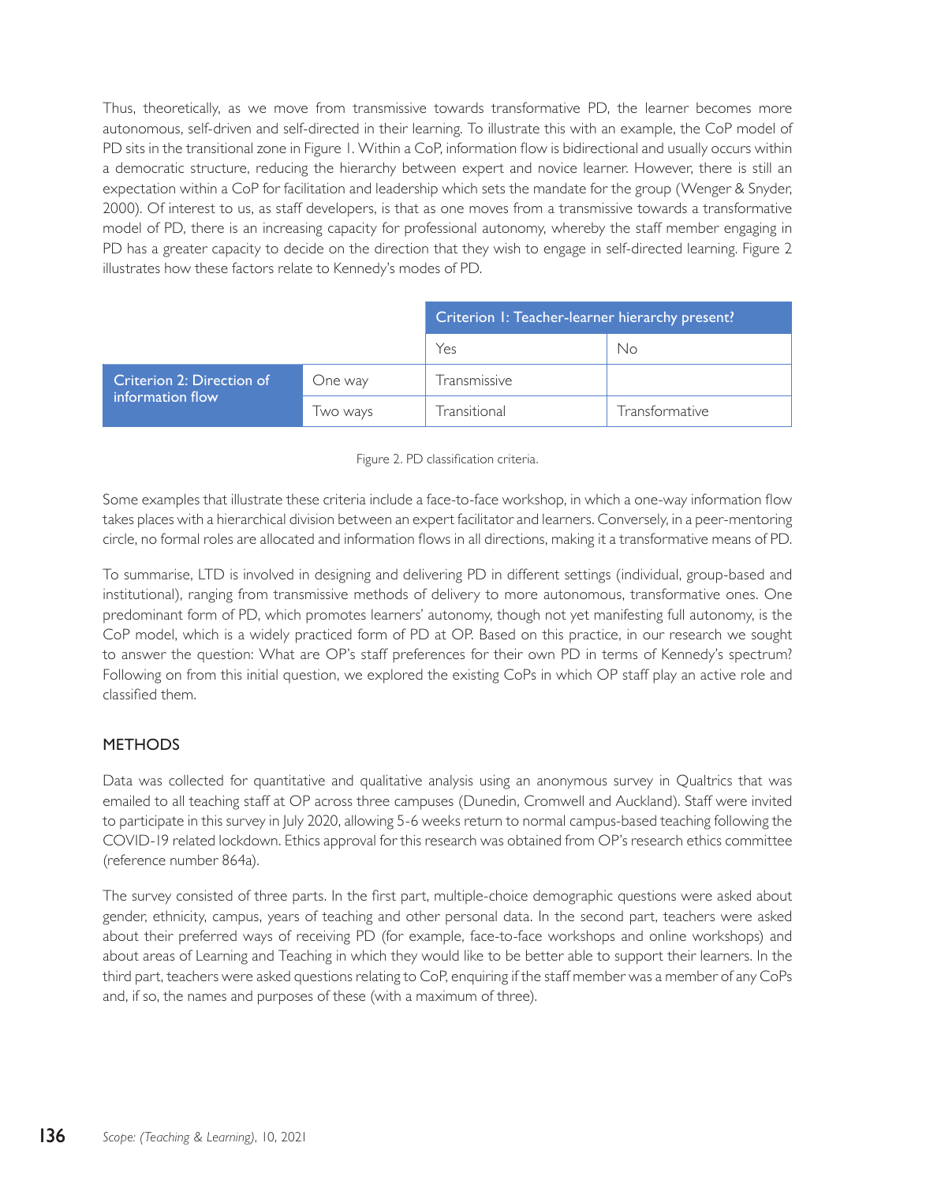Thus, theoretically, as we move from transmissive towards transformative PD, the learner becomes more autonomous, self-driven and self-directed in their learning. To illustrate this with an example, the CoP model of PD sits in the transitional zone in Figure 1. Within a CoP, information flow is bidirectional and usually occurs within a democratic structure, reducing the hierarchy between expert and novice learner. However, there is still an expectation within a CoP for facilitation and leadership which sets the mandate for the group (Wenger & Snyder, 2000). Of interest to us, as staff developers, is that as one moves from a transmissive towards a transformative model of PD, there is an increasing capacity for professional autonomy, whereby the staff member engaging in PD has a greater capacity to decide on the direction that they wish to engage in self-directed learning. Figure 2 illustrates how these factors relate to Kennedy's modes of PD.

| | | Criterion 1: Teacher-learner hierarchy present? | |
|---|---|---|---|
| | | Yes | No |
| Criterion 2: Direction of information flow | One way | Transmissive | |
| | Two ways | Transitional | Transformative |

Figure 2. PD classification criteria.

Some examples that illustrate these criteria include a face-to-face workshop, in which a one-way information flow takes places with a hierarchical division between an expert facilitator and learners. Conversely, in a peer-mentoring circle, no formal roles are allocated and information flows in all directions, making it a transformative means of PD.

To summarise, LTD is involved in designing and delivering PD in different settings (individual, group-based and institutional), ranging from transmissive methods of delivery to more autonomous, transformative ones. One predominant form of PD, which promotes learners' autonomy, though not yet manifesting full autonomy, is the CoP model, which is a widely practiced form of PD at OP. Based on this practice, in our research we sought to answer the question: What are OP's staff preferences for their own PD in terms of Kennedy's spectrum? Following on from this initial question, we explored the existing CoPs in which OP staff play an active role and classified them.

## METHODS

Data was collected for quantitative and qualitative analysis using an anonymous survey in Qualtrics that was emailed to all teaching staff at OP across three campuses (Dunedin, Cromwell and Auckland). Staff were invited to participate in this survey in July 2020, allowing 5-6 weeks return to normal campus-based teaching following the COVID-19 related lockdown. Ethics approval for this research was obtained from OP's research ethics committee (reference number 864a).

The survey consisted of three parts. In the first part, multiple-choice demographic questions were asked about gender, ethnicity, campus, years of teaching and other personal data. In the second part, teachers were asked about their preferred ways of receiving PD (for example, face-to-face workshops and online workshops) and about areas of Learning and Teaching in which they would like to be better able to support their learners. In the third part, teachers were asked questions relating to CoP, enquiring if the staff member was a member of any CoPs and, if so, the names and purposes of these (with a maximum of three).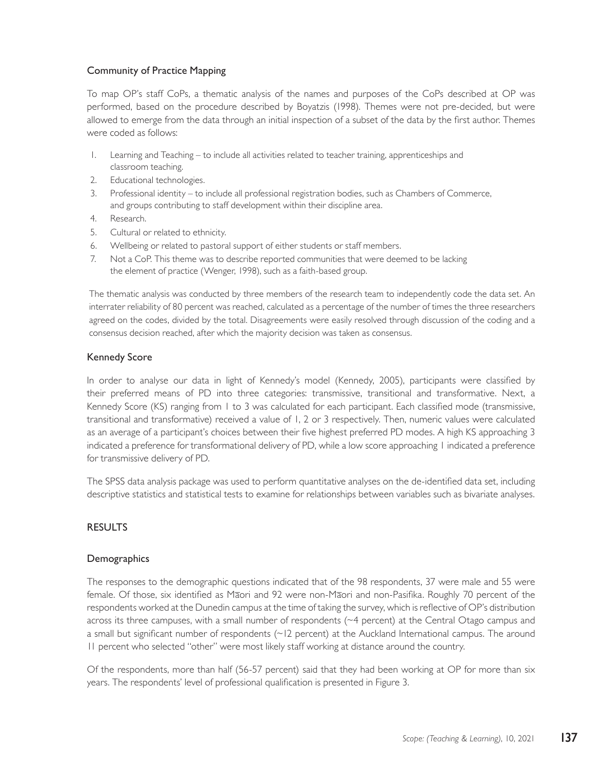### Community of Practice Mapping

To map OP's staff CoPs, a thematic analysis of the names and purposes of the CoPs described at OP was performed, based on the procedure described by Boyatzis (1998). Themes were not pre-decided, but were allowed to emerge from the data through an initial inspection of a subset of the data by the first author. Themes were coded as follows:

1. Learning and Teaching – to include all activities related to teacher training, apprenticeships and classroom teaching.
2. Educational technologies.
3. Professional identity – to include all professional registration bodies, such as Chambers of Commerce, and groups contributing to staff development within their discipline area.
4. Research.
5. Cultural or related to ethnicity.
6. Wellbeing or related to pastoral support of either students or staff members.
7. Not a CoP. This theme was to describe reported communities that were deemed to be lacking the element of practice (Wenger, 1998), such as a faith-based group.

The thematic analysis was conducted by three members of the research team to independently code the data set. An interrater reliability of 80 percent was reached, calculated as a percentage of the number of times the three researchers agreed on the codes, divided by the total. Disagreements were easily resolved through discussion of the coding and a consensus decision reached, after which the majority decision was taken as consensus.

### Kennedy Score

In order to analyse our data in light of Kennedy's model (Kennedy, 2005), participants were classified by their preferred means of PD into three categories: transmissive, transitional and transformative. Next, a Kennedy Score (KS) ranging from 1 to 3 was calculated for each participant. Each classified mode (transmissive, transitional and transformative) received a value of 1, 2 or 3 respectively. Then, numeric values were calculated as an average of a participant's choices between their five highest preferred PD modes. A high KS approaching 3 indicated a preference for transformational delivery of PD, while a low score approaching 1 indicated a preference for transmissive delivery of PD.

The SPSS data analysis package was used to perform quantitative analyses on the de-identified data set, including descriptive statistics and statistical tests to examine for relationships between variables such as bivariate analyses.

## RESULTS

### Demographics

The responses to the demographic questions indicated that of the 98 respondents, 37 were male and 55 were female. Of those, six identified as Māori and 92 were non-Māori and non-Pasifika. Roughly 70 percent of the respondents worked at the Dunedin campus at the time of taking the survey, which is reflective of OP's distribution across its three campuses, with a small number of respondents (~4 percent) at the Central Otago campus and a small but significant number of respondents (~12 percent) at the Auckland International campus. The around 11 percent who selected "other" were most likely staff working at distance around the country.

Of the respondents, more than half (56-57 percent) said that they had been working at OP for more than six years. The respondents' level of professional qualification is presented in Figure 3.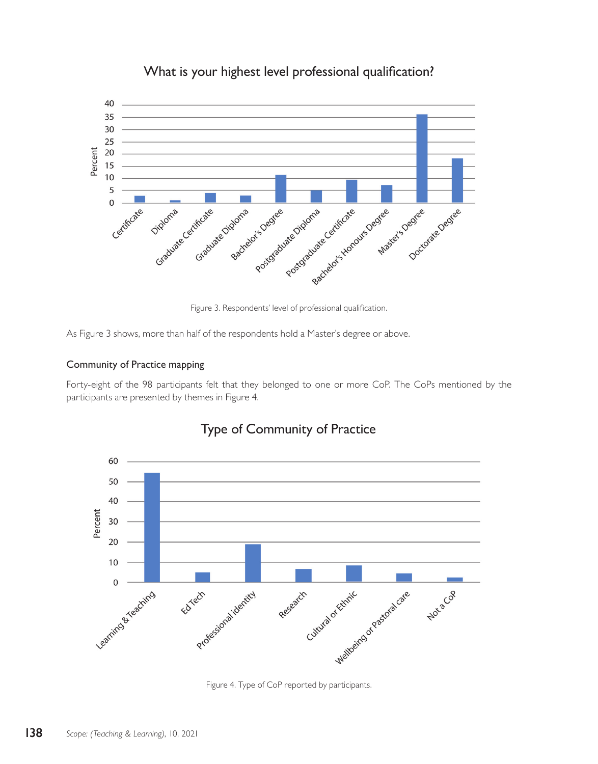Figure 3. Respondents' level of professional qualification.

As Figure 3 shows, more than half of the respondents hold a Master's degree or above.

## Community of Practice mapping

Forty-eight of the 98 participants felt that they belonged to one or more CoP. The CoPs mentioned by the participants are presented by themes in Figure 4.

Figure 4. Type of CoP reported by participants.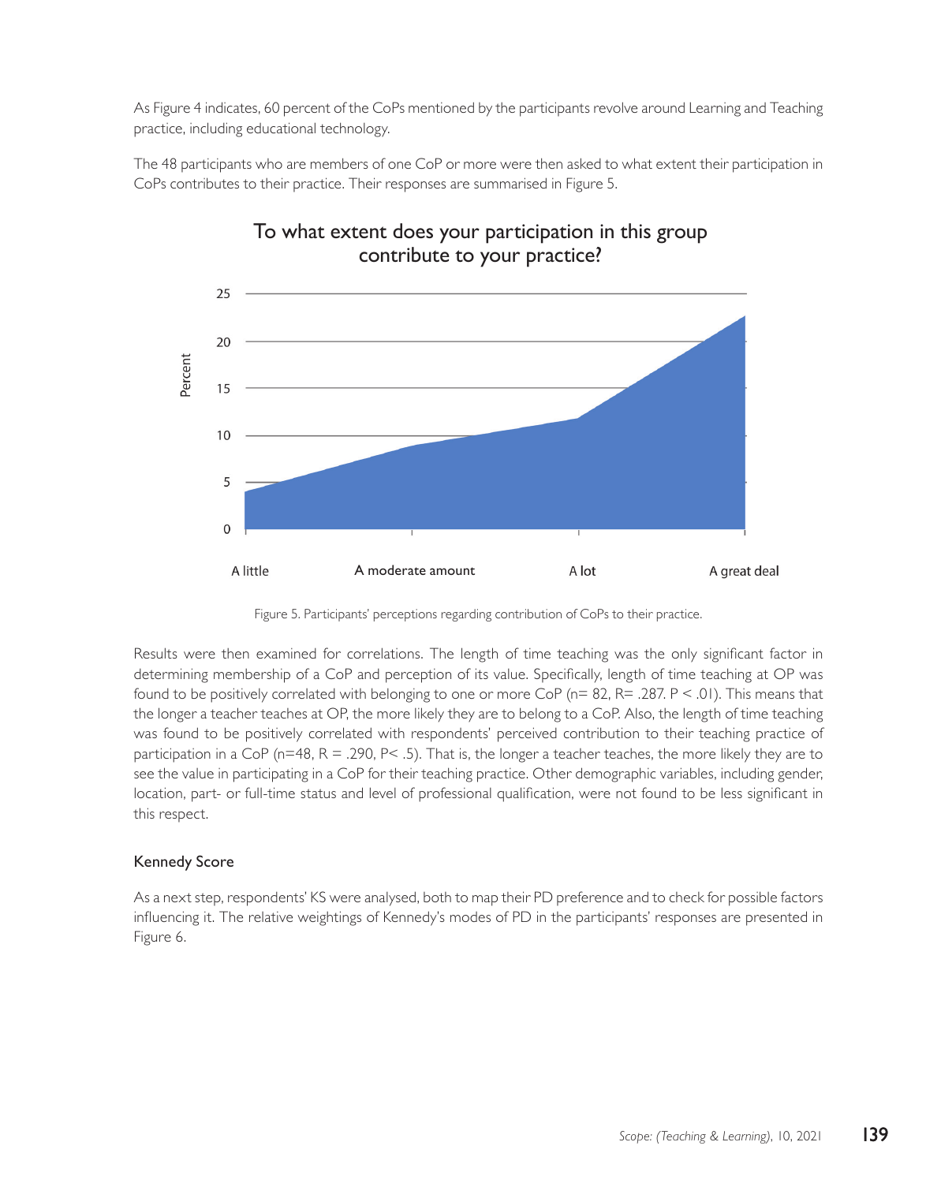As Figure 4 indicates, 60 percent of the CoPs mentioned by the participants revolve around Learning and Teaching practice, including educational technology.

The 48 participants who are members of one CoP or more were then asked to what extent their participation in CoPs contributes to their practice. Their responses are summarised in Figure 5.

Figure 5. Participants' perceptions regarding contribution of CoPs to their practice.

Results were then examined for correlations. The length of time teaching was the only significant factor in determining membership of a CoP and perception of its value. Specifically, length of time teaching at OP was found to be positively correlated with belonging to one or more CoP ($n = 82$, $R = .287$. $P < .01$). This means that the longer a teacher teaches at OP, the more likely they are to belong to a CoP. Also, the length of time teaching was found to be positively correlated with respondents' perceived contribution to their teaching practice of participation in a CoP ($n=48$, $R = .290$, $P < .5$). That is, the longer a teacher teaches, the more likely they are to see the value in participating in a CoP for their teaching practice. Other demographic variables, including gender, location, part- or full-time status and level of professional qualification, were not found to be less significant in this respect.

### Kennedy Score

As a next step, respondents' KS were analysed, both to map their PD preference and to check for possible factors influencing it. The relative weightings of Kennedy's modes of PD in the participants' responses are presented in Figure 6.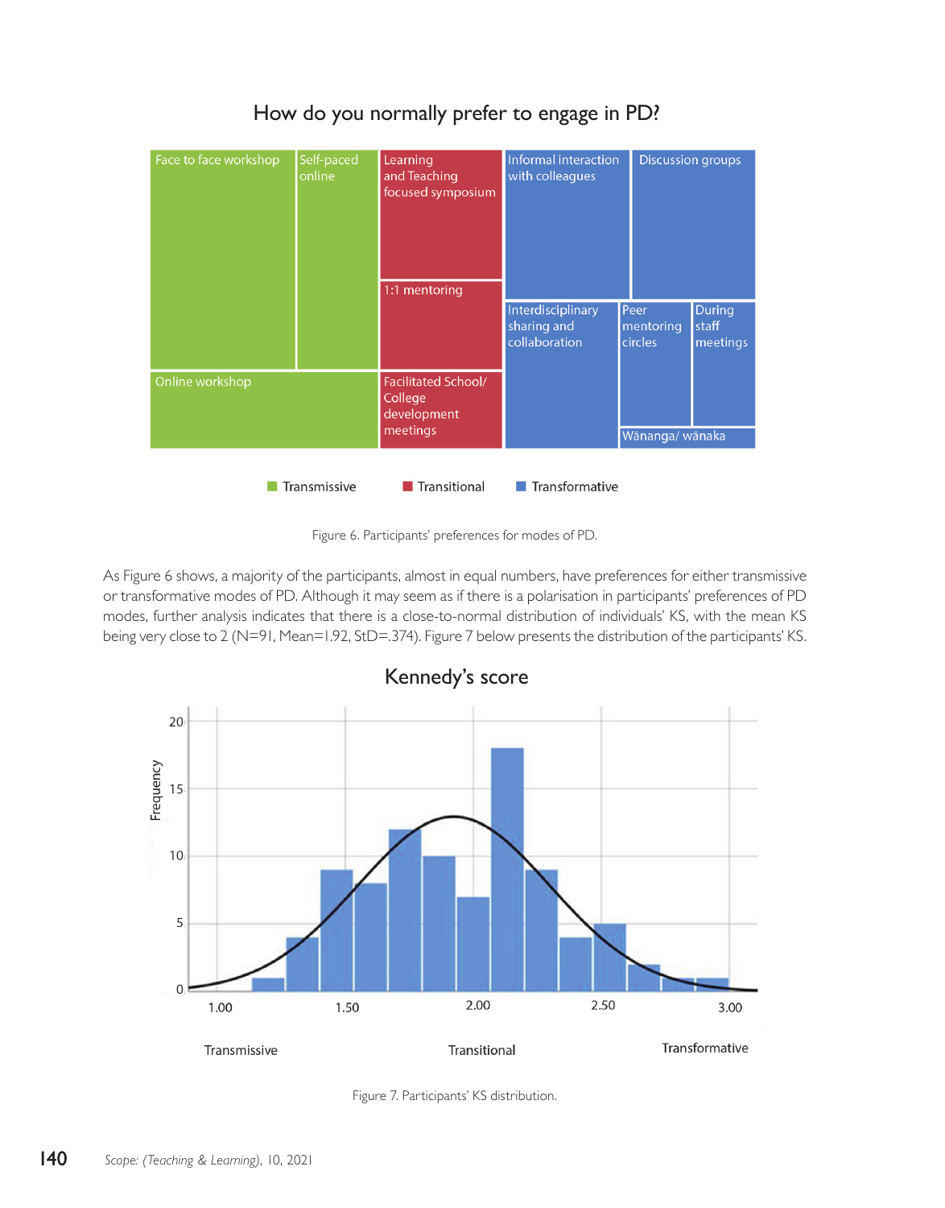How do you normally prefer to engage in PD?

Figure 6. Participants' preferences for modes of PD.

As Figure 6 shows, a majority of the participants, almost in equal numbers, have preferences for either transmissive or transformative modes of PD. Although it may seem as if there is a polarisation in participants' preferences of PD modes, further analysis indicates that there is a close-to-normal distribution of individuals' KS, with the mean KS being very close to 2 (N=91, Mean=1.92, StD=.374). Figure 7 below presents the distribution of the participants' KS.

Kennedy's score

Figure 7. Participants' KS distribution.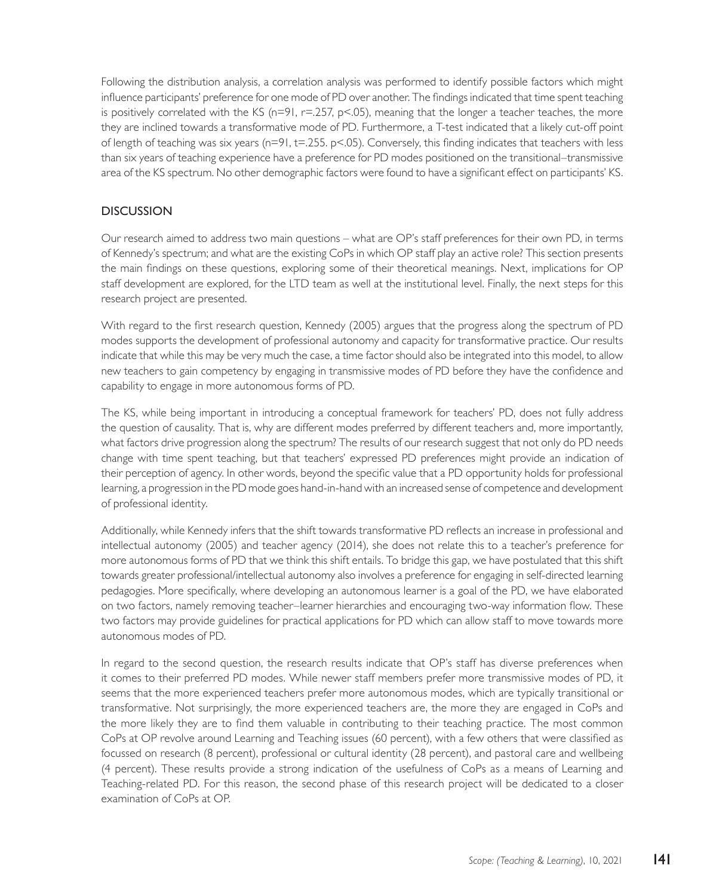Following the distribution analysis, a correlation analysis was performed to identify possible factors which might influence participants' preference for one mode of PD over another. The findings indicated that time spent teaching is positively correlated with the KS ($n=91$, $r=.257$, $p<.05$), meaning that the longer a teacher teaches, the more they are inclined towards a transformative mode of PD. Furthermore, a T-test indicated that a likely cut-off point of length of teaching was six years ($n=91$, $t=.255$. $p<.05$). Conversely, this finding indicates that teachers with less than six years of teaching experience have a preference for PD modes positioned on the transitional–transmissive area of the KS spectrum. No other demographic factors were found to have a significant effect on participants' KS.

## DISCUSSION

Our research aimed to address two main questions – what are OP's staff preferences for their own PD, in terms of Kennedy's spectrum; and what are the existing CoPs in which OP staff play an active role? This section presents the main findings on these questions, exploring some of their theoretical meanings. Next, implications for OP staff development are explored, for the LTD team as well at the institutional level. Finally, the next steps for this research project are presented.

With regard to the first research question, Kennedy (2005) argues that the progress along the spectrum of PD modes supports the development of professional autonomy and capacity for transformative practice. Our results indicate that while this may be very much the case, a time factor should also be integrated into this model, to allow new teachers to gain competency by engaging in transmissive modes of PD before they have the confidence and capability to engage in more autonomous forms of PD.

The KS, while being important in introducing a conceptual framework for teachers' PD, does not fully address the question of causality. That is, why are different modes preferred by different teachers and, more importantly, what factors drive progression along the spectrum? The results of our research suggest that not only do PD needs change with time spent teaching, but that teachers' expressed PD preferences might provide an indication of their perception of agency. In other words, beyond the specific value that a PD opportunity holds for professional learning, a progression in the PD mode goes hand-in-hand with an increased sense of competence and development of professional identity.

Additionally, while Kennedy infers that the shift towards transformative PD reflects an increase in professional and intellectual autonomy (2005) and teacher agency (2014), she does not relate this to a teacher's preference for more autonomous forms of PD that we think this shift entails. To bridge this gap, we have postulated that this shift towards greater professional/intellectual autonomy also involves a preference for engaging in self-directed learning pedagogies. More specifically, where developing an autonomous learner is a goal of the PD, we have elaborated on two factors, namely removing teacher–learner hierarchies and encouraging two-way information flow. These two factors may provide guidelines for practical applications for PD which can allow staff to move towards more autonomous modes of PD.

In regard to the second question, the research results indicate that OP's staff has diverse preferences when it comes to their preferred PD modes. While newer staff members prefer more transmissive modes of PD, it seems that the more experienced teachers prefer more autonomous modes, which are typically transitional or transformative. Not surprisingly, the more experienced teachers are, the more they are engaged in CoPs and the more likely they are to find them valuable in contributing to their teaching practice. The most common CoPs at OP revolve around Learning and Teaching issues (60 percent), with a few others that were classified as focussed on research (8 percent), professional or cultural identity (28 percent), and pastoral care and wellbeing (4 percent). These results provide a strong indication of the usefulness of CoPs as a means of Learning and Teaching-related PD. For this reason, the second phase of this research project will be dedicated to a closer examination of CoPs at OP.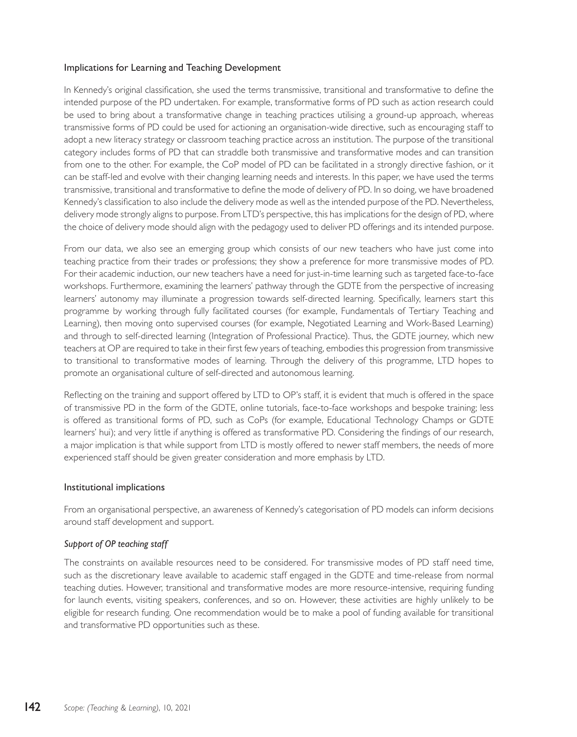### Implications for Learning and Teaching Development

In Kennedy's original classification, she used the terms transmissive, transitional and transformative to define the intended purpose of the PD undertaken. For example, transformative forms of PD such as action research could be used to bring about a transformative change in teaching practices utilising a ground-up approach, whereas transmissive forms of PD could be used for actioning an organisation-wide directive, such as encouraging staff to adopt a new literacy strategy or classroom teaching practice across an institution. The purpose of the transitional category includes forms of PD that can straddle both transmissive and transformative modes and can transition from one to the other. For example, the CoP model of PD can be facilitated in a strongly directive fashion, or it can be staff-led and evolve with their changing learning needs and interests. In this paper, we have used the terms transmissive, transitional and transformative to define the mode of delivery of PD. In so doing, we have broadened Kennedy's classification to also include the delivery mode as well as the intended purpose of the PD. Nevertheless, delivery mode strongly aligns to purpose. From LTD's perspective, this has implications for the design of PD, where the choice of delivery mode should align with the pedagogy used to deliver PD offerings and its intended purpose.

From our data, we also see an emerging group which consists of our new teachers who have just come into teaching practice from their trades or professions; they show a preference for more transmissive modes of PD. For their academic induction, our new teachers have a need for just-in-time learning such as targeted face-to-face workshops. Furthermore, examining the learners' pathway through the GDTE from the perspective of increasing learners' autonomy may illuminate a progression towards self-directed learning. Specifically, learners start this programme by working through fully facilitated courses (for example, Fundamentals of Tertiary Teaching and Learning), then moving onto supervised courses (for example, Negotiated Learning and Work-Based Learning) and through to self-directed learning (Integration of Professional Practice). Thus, the GDTE journey, which new teachers at OP are required to take in their first few years of teaching, embodies this progression from transmissive to transitional to transformative modes of learning. Through the delivery of this programme, LTD hopes to promote an organisational culture of self-directed and autonomous learning.

Reflecting on the training and support offered by LTD to OP's staff, it is evident that much is offered in the space of transmissive PD in the form of the GDTE, online tutorials, face-to-face workshops and bespoke training; less is offered as transitional forms of PD, such as CoPs (for example, Educational Technology Champs or GDTE learners' hui); and very little if anything is offered as transformative PD. Considering the findings of our research, a major implication is that while support from LTD is mostly offered to newer staff members, the needs of more experienced staff should be given greater consideration and more emphasis by LTD.

### Institutional implications

From an organisational perspective, an awareness of Kennedy's categorisation of PD models can inform decisions around staff development and support.

#### *Support of OP teaching staff*

The constraints on available resources need to be considered. For transmissive modes of PD staff need time, such as the discretionary leave available to academic staff engaged in the GDTE and time-release from normal teaching duties. However, transitional and transformative modes are more resource-intensive, requiring funding for launch events, visiting speakers, conferences, and so on. However, these activities are highly unlikely to be eligible for research funding. One recommendation would be to make a pool of funding available for transitional and transformative PD opportunities such as these.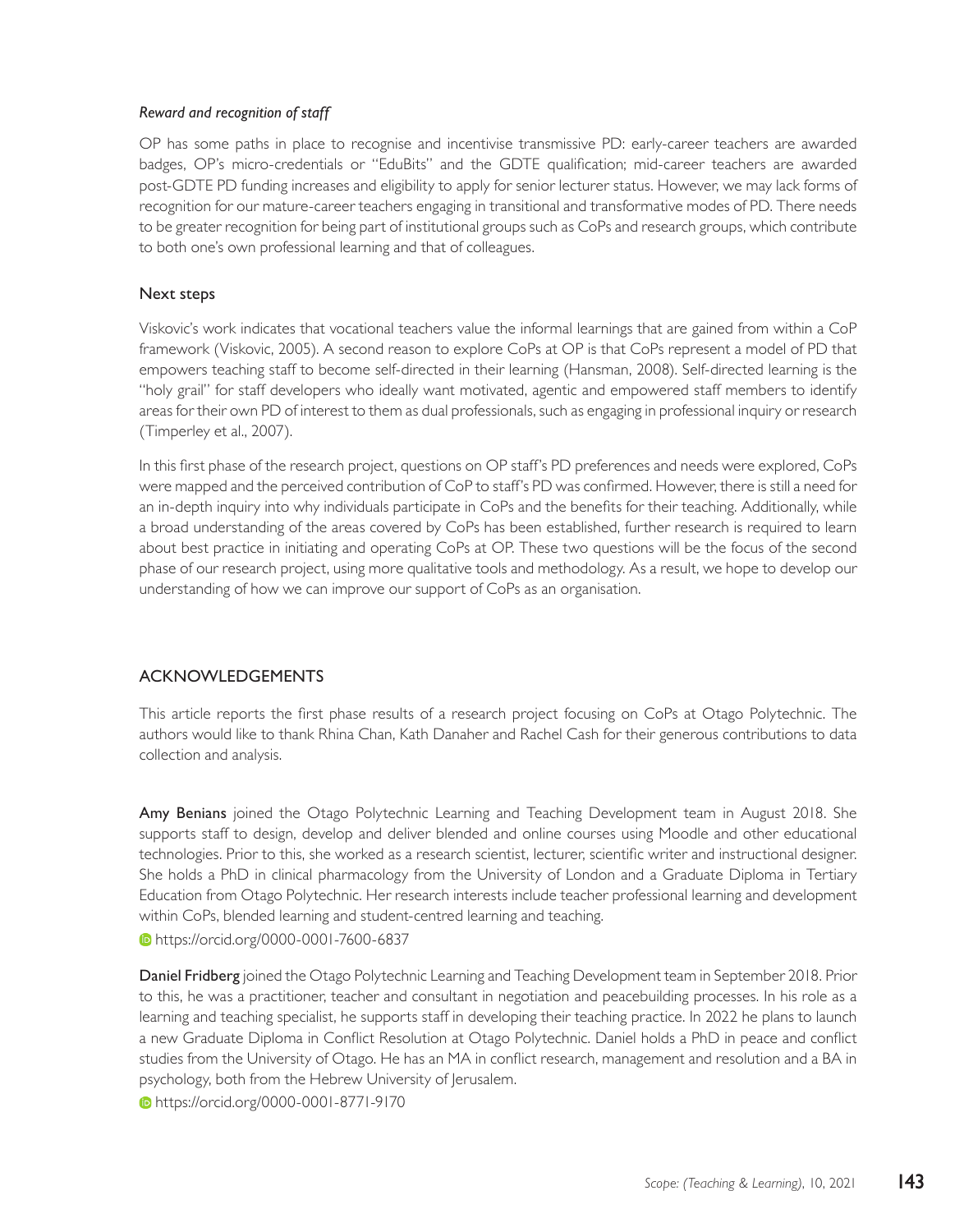*Reward and recognition of staff*

OP has some paths in place to recognise and incentivise transmissive PD: early-career teachers are awarded badges, OP's micro-credentials or "EduBits" and the GDTE qualification; mid-career teachers are awarded post-GDTE PD funding increases and eligibility to apply for senior lecturer status. However, we may lack forms of recognition for our mature-career teachers engaging in transitional and transformative modes of PD. There needs to be greater recognition for being part of institutional groups such as CoPs and research groups, which contribute to both one's own professional learning and that of colleagues.

### Next steps

Viskovic's work indicates that vocational teachers value the informal learnings that are gained from within a CoP framework (Viskovic, 2005). A second reason to explore CoPs at OP is that CoPs represent a model of PD that empowers teaching staff to become self-directed in their learning (Hansman, 2008). Self-directed learning is the "holy grail" for staff developers who ideally want motivated, agentic and empowered staff members to identify areas for their own PD of interest to them as dual professionals, such as engaging in professional inquiry or research (Timperley et al., 2007).

In this first phase of the research project, questions on OP staff's PD preferences and needs were explored, CoPs were mapped and the perceived contribution of CoP to staff's PD was confirmed. However, there is still a need for an in-depth inquiry into why individuals participate in CoPs and the benefits for their teaching. Additionally, while a broad understanding of the areas covered by CoPs has been established, further research is required to learn about best practice in initiating and operating CoPs at OP. These two questions will be the focus of the second phase of our research project, using more qualitative tools and methodology. As a result, we hope to develop our understanding of how we can improve our support of CoPs as an organisation.

## ACKNOWLEDGEMENTS

This article reports the first phase results of a research project focusing on CoPs at Otago Polytechnic. The authors would like to thank Rhina Chan, Kath Danaher and Rachel Cash for their generous contributions to data collection and analysis.

**Amy Benians** joined the Otago Polytechnic Learning and Teaching Development team in August 2018. She supports staff to design, develop and deliver blended and online courses using Moodle and other educational technologies. Prior to this, she worked as a research scientist, lecturer, scientific writer and instructional designer. She holds a PhD in clinical pharmacology from the University of London and a Graduate Diploma in Tertiary Education from Otago Polytechnic. Her research interests include teacher professional learning and development within CoPs, blended learning and student-centred learning and teaching.

https://orcid.org/0000-0001-7600-6837

**Daniel Fridberg** joined the Otago Polytechnic Learning and Teaching Development team in September 2018. Prior to this, he was a practitioner, teacher and consultant in negotiation and peacebuilding processes. In his role as a learning and teaching specialist, he supports staff in developing their teaching practice. In 2022 he plans to launch a new Graduate Diploma in Conflict Resolution at Otago Polytechnic. Daniel holds a PhD in peace and conflict studies from the University of Otago. He has an MA in conflict research, management and resolution and a BA in psychology, both from the Hebrew University of Jerusalem.

https://orcid.org/0000-0001-8771-9170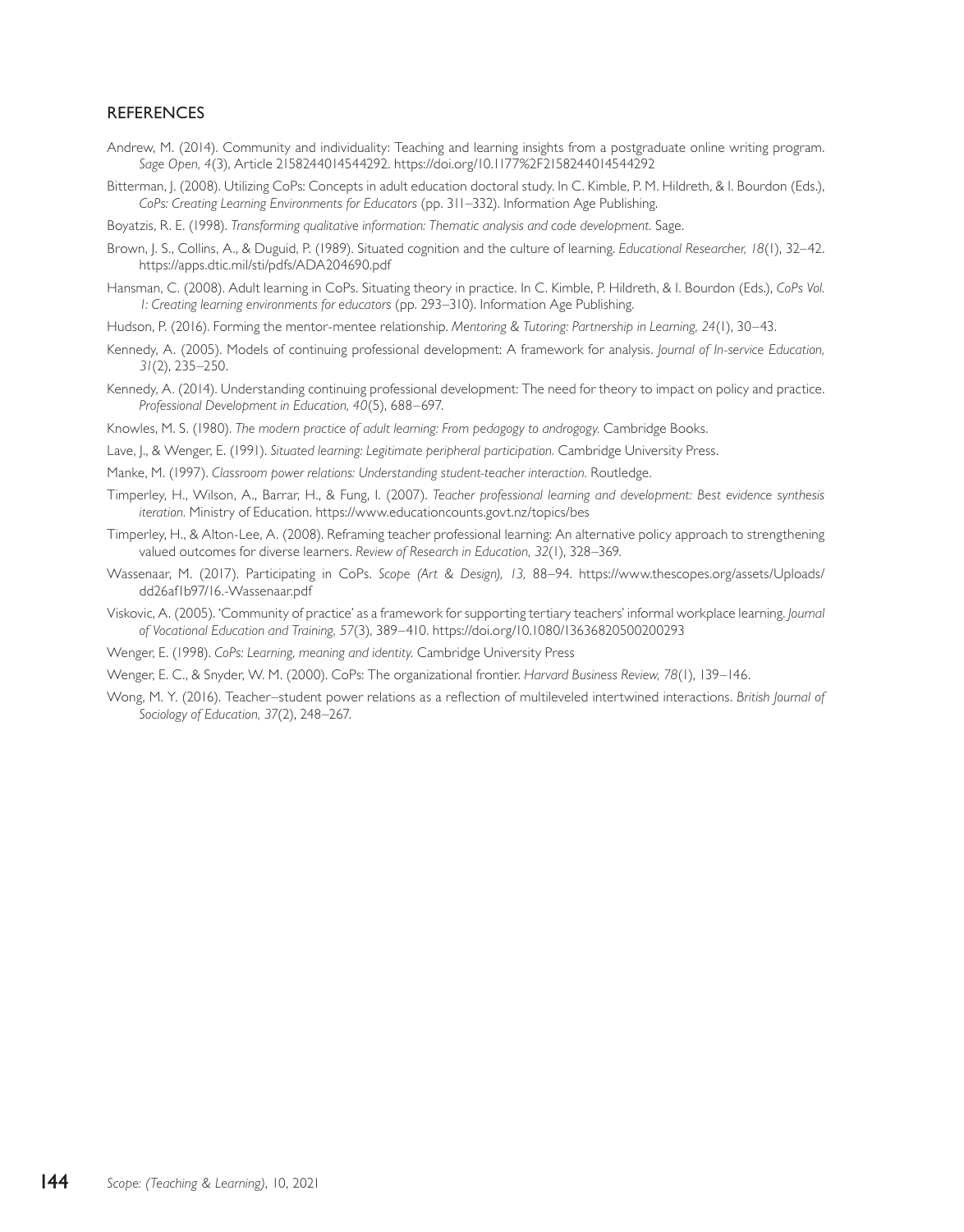## REFERENCES

Andrew, M. (2014). Community and individuality: Teaching and learning insights from a postgraduate online writing program. *Sage Open, 4*(3), Article 2158244014544292. https://doi.org/10.1177%2F2158244014544292

Bitterman, J. (2008). Utilizing CoPs: Concepts in adult education doctoral study. In C. Kimble, P. M. Hildreth, & I. Bourdon (Eds.), *CoPs: Creating Learning Environments for Educators* (pp. 311–332). Information Age Publishing.

Boyatzis, R. E. (1998). *Transforming qualitative information: Thematic analysis and code development.* Sage.

Brown, J. S., Collins, A., & Duguid, P. (1989). Situated cognition and the culture of learning. *Educational Researcher, 18*(1), 32–42. https://apps.dtic.mil/sti/pdfs/ADA204690.pdf

Hansman, C. (2008). Adult learning in CoPs. Situating theory in practice. In C. Kimble, P. Hildreth, & I. Bourdon (Eds.), *CoPs Vol. 1: Creating learning environments for educators* (pp. 293–310). Information Age Publishing.

Hudson, P. (2016). Forming the mentor-mentee relationship. *Mentoring & Tutoring: Partnership in Learning, 24*(1), 30–43.

Kennedy, A. (2005). Models of continuing professional development: A framework for analysis. *Journal of In-service Education, 31*(2), 235–250.

Kennedy, A. (2014). Understanding continuing professional development: The need for theory to impact on policy and practice. *Professional Development in Education, 40*(5), 688–697.

Knowles, M. S. (1980). *The modern practice of adult learning: From pedagogy to androgogy.* Cambridge Books.

Lave, J., & Wenger, E. (1991). *Situated learning: Legitimate peripheral participation.* Cambridge University Press.

Manke, M. (1997). *Classroom power relations: Understanding student-teacher interaction.* Routledge.

Timperley, H., Wilson, A., Barrar, H., & Fung, I. (2007). *Teacher professional learning and development: Best evidence synthesis iteration.* Ministry of Education. https://www.educationcounts.govt.nz/topics/bes

Timperley, H., & Alton-Lee, A. (2008). Reframing teacher professional learning: An alternative policy approach to strengthening valued outcomes for diverse learners. *Review of Research in Education, 32*(1), 328–369.

Wassenaar, M. (2017). Participating in CoPs. *Scope (Art & Design), 13,* 88–94. https://www.thescopes.org/assets/Uploads/dd26af1b97/16.-Wassenaar.pdf

Viskovic, A. (2005). 'Community of practice' as a framework for supporting tertiary teachers' informal workplace learning. *Journal of Vocational Education and Training, 57*(3), 389–410. https://doi.org/10.1080/13636820500200293

Wenger, E. (1998). *CoPs: Learning, meaning and identity.* Cambridge University Press

Wenger, E. C., & Snyder, W. M. (2000). CoPs: The organizational frontier. *Harvard Business Review, 78*(1), 139–146.

Wong, M. Y. (2016). Teacher–student power relations as a reflection of multileveled intertwined interactions. *British Journal of Sociology of Education, 37*(2), 248–267.